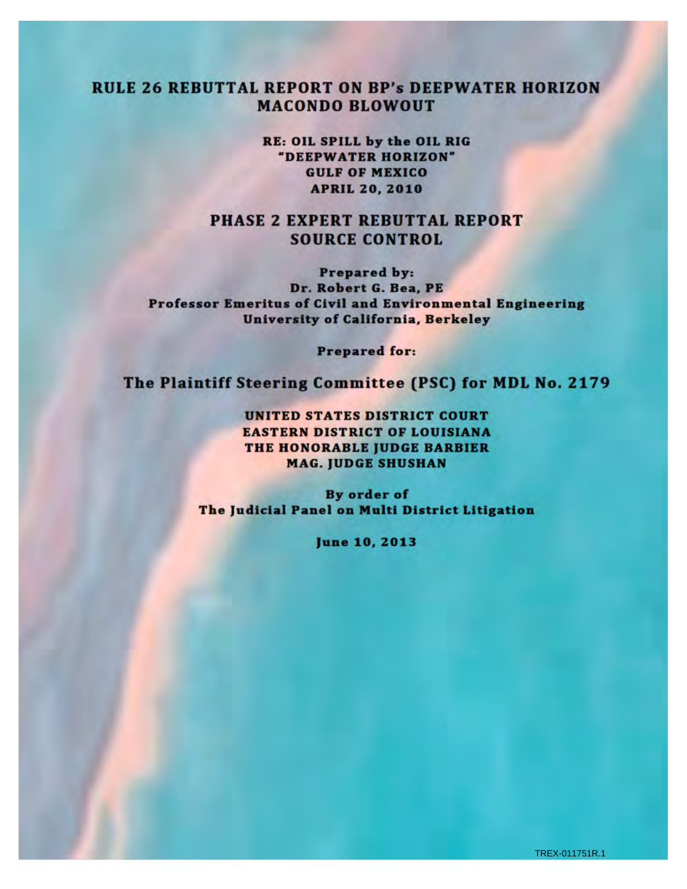# RULE 26 REBUTTAL REPORT ON BP's DEEPWATER HORIZON MACONDO BLOWOUT

**RE: OIL SPILL by the OIL RIG "DEEPWATER HORIZON" GULF OF MEXICO APRIL 20, 2010**

## PHASE 2 EXPERT REBUTTAL REPORT SOURCE CONTROL

**Prepared by:**
**Dr. Robert G. Bea, PE**
**Professor Emeritus of Civil and Environmental Engineering**
**University of California, Berkeley**

**Prepared for:**

**The Plaintiff Steering Committee (PSC) for MDL No. 2179**

**UNITED STATES DISTRICT COURT**
**EASTERN DISTRICT OF LOUISIANA**
**THE HONORABLE JUDGE BARBIER**
**MAG. JUDGE SHUSHAN**

**By order of**
**The Judicial Panel on Multi District Litigation**

**June 10, 2013**

TREX-011751R.1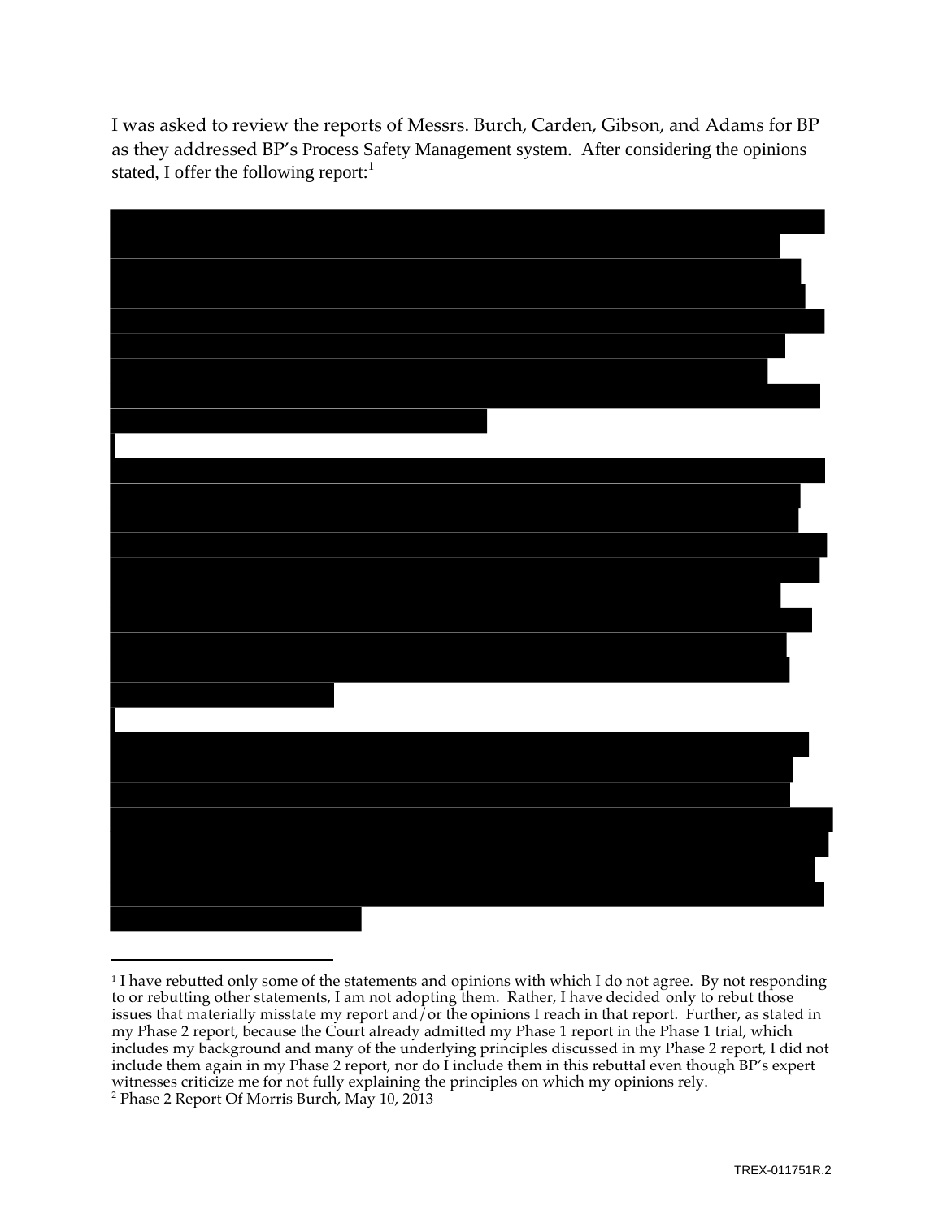I was asked to review the reports of Messrs. Burch, Carden, Gibson, and Adams for BP as they addressed BP's Process Safety Management system. After considering the opinions stated, I offer the following report:[1]

---

[1] I have rebutted only some of the statements and opinions with which I do not agree. By not responding to or rebutting other statements, I am not adopting them. Rather, I have decided only to rebut those issues that materially misstate my report and/or the opinions I reach in that report. Further, as stated in my Phase 2 report, because the Court already admitted my Phase 1 report in the Phase 1 trial, which includes my background and many of the underlying principles discussed in my Phase 2 report, I did not include them again in my Phase 2 report, nor do I include them in this rebuttal even though BP's expert witnesses criticize me for not fully explaining the principles on which my opinions rely.

[2] Phase 2 Report Of Morris Burch, May 10, 2013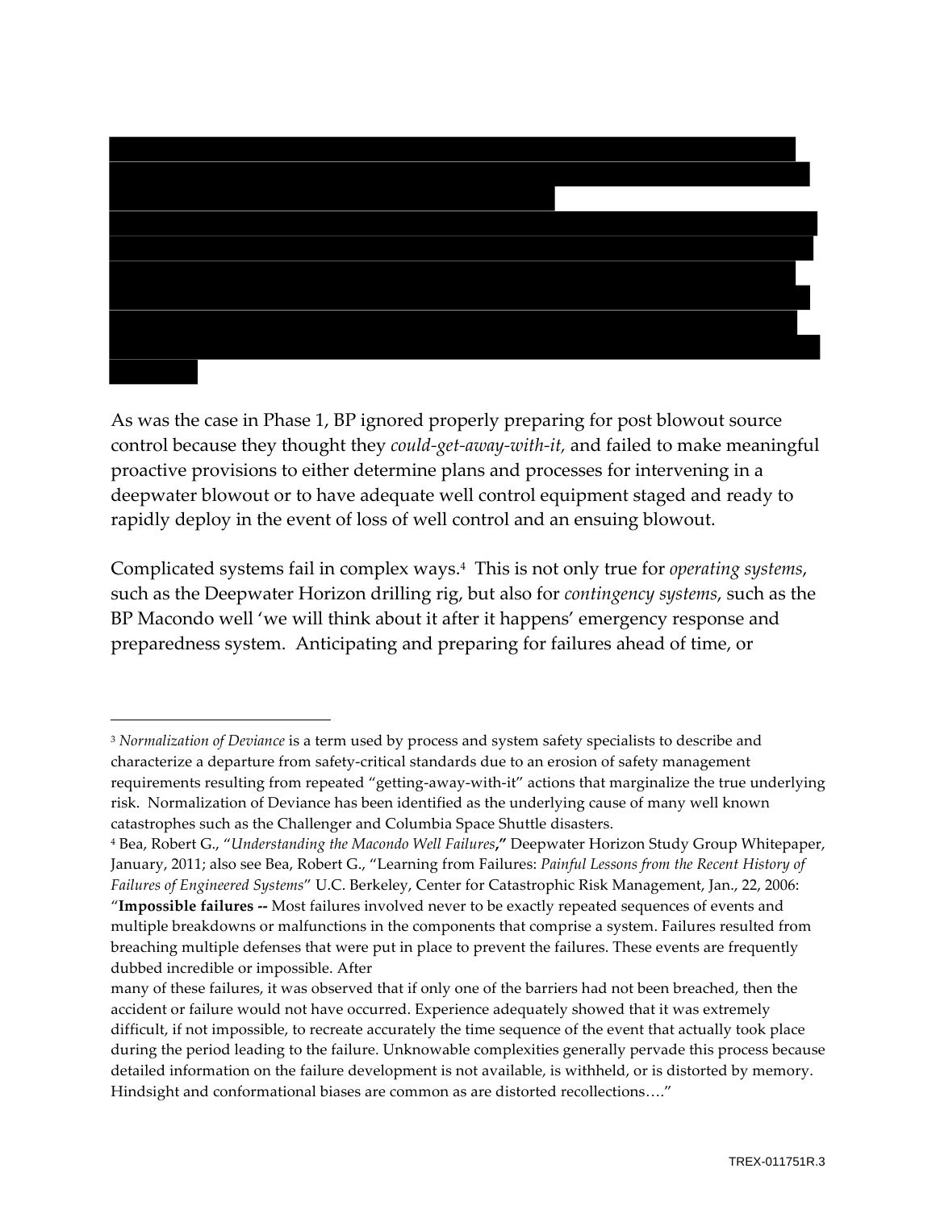As was the case in Phase 1, BP ignored properly preparing for post blowout source control because they thought they *could-get-away-with-it*, and failed to make meaningful proactive provisions to either determine plans and processes for intervening in a deepwater blowout or to have adequate well control equipment staged and ready to rapidly deploy in the event of loss of well control and an ensuing blowout.

Complicated systems fail in complex ways.[4] This is not only true for *operating systems*, such as the Deepwater Horizon drilling rig, but also for *contingency systems*, such as the BP Macondo well 'we will think about it after it happens' emergency response and preparedness system. Anticipating and preparing for failures ahead of time, or

---

[3] *Normalization of Deviance* is a term used by process and system safety specialists to describe and characterize a departure from safety-critical standards due to an erosion of safety management requirements resulting from repeated "getting-away-with-it" actions that marginalize the true underlying risk. Normalization of Deviance has been identified as the underlying cause of many well known catastrophes such as the Challenger and Columbia Space Shuttle disasters.

[4] Bea, Robert G., "*Understanding the Macondo Well Failures*," Deepwater Horizon Study Group Whitepaper, January, 2011; also see Bea, Robert G., "Learning from Failures: *Painful Lessons from the Recent History of Failures of Engineered Systems*" U.C. Berkeley, Center for Catastrophic Risk Management, Jan., 22, 2006: "**Impossible failures --** Most failures involved never to be exactly repeated sequences of events and multiple breakdowns or malfunctions in the components that comprise a system. Failures resulted from breaching multiple defenses that were put in place to prevent the failures. These events are frequently dubbed incredible or impossible. After
many of these failures, it was observed that if only one of the barriers had not been breached, then the accident or failure would not have occurred. Experience adequately showed that it was extremely difficult, if not impossible, to recreate accurately the time sequence of the event that actually took place during the period leading to the failure. Unknowable complexities generally pervade this process because detailed information on the failure development is not available, is withheld, or is distorted by memory. Hindsight and conformational biases are common as are distorted recollections…."

TREX-011751R.3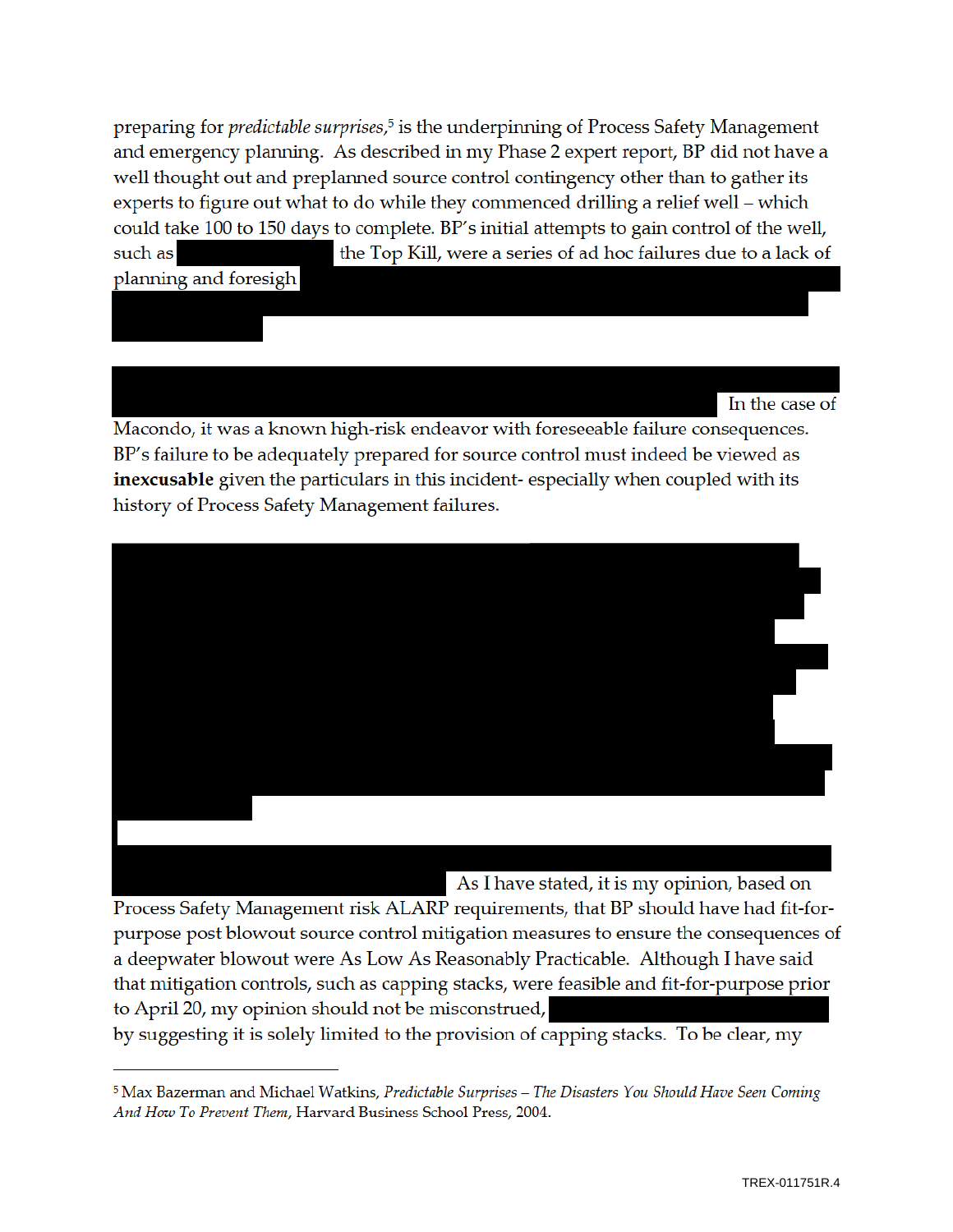preparing for *predictable surprises,*[5] is the underpinning of Process Safety Management and emergency planning. As described in my Phase 2 expert report, BP did not have a well thought out and preplanned source control contingency other than to gather its experts to figure out what to do while they commenced drilling a relief well – which could take 100 to 150 days to complete. BP's initial attempts to gain control of the well, such as [REDACTED] the Top Kill, were a series of ad hoc failures due to a lack of planning and foresigh[REDACTED]

[REDACTED] In the case of Macondo, it was a known high-risk endeavor with foreseeable failure consequences. BP's failure to be adequately prepared for source control must indeed be viewed as **inexcusable** given the particulars in this incident- especially when coupled with its history of Process Safety Management failures.

[REDACTED]

[REDACTED] As I have stated, it is my opinion, based on Process Safety Management risk ALARP requirements, that BP should have had fit-for-purpose post blowout source control mitigation measures to ensure the consequences of a deepwater blowout were As Low As Reasonably Practicable. Although I have said that mitigation controls, such as capping stacks, were feasible and fit-for-purpose prior to April 20, my opinion should not be misconstrued, [REDACTED] by suggesting it is solely limited to the provision of capping stacks. To be clear, my

---

[5] Max Bazerman and Michael Watkins, *Predictable Surprises – The Disasters You Should Have Seen Coming And How To Prevent Them,* Harvard Business School Press, 2004.

TREX-011751R.4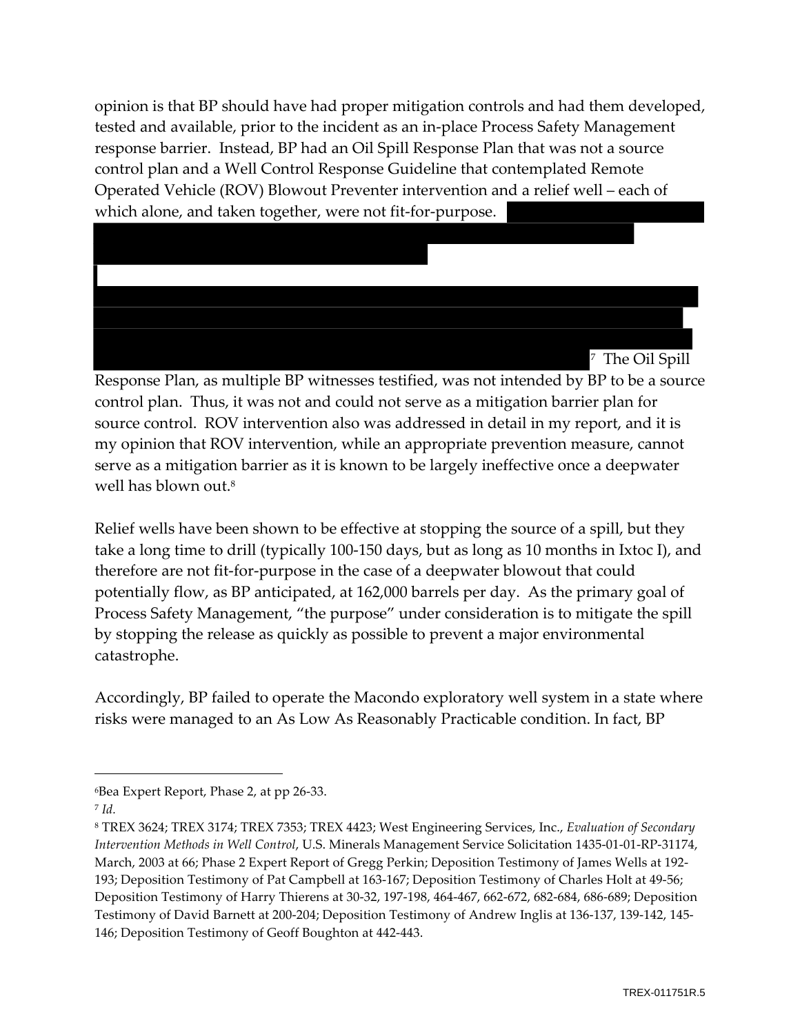opinion is that BP should have had proper mitigation controls and had them developed, tested and available, prior to the incident as an in-place Process Safety Management response barrier. Instead, BP had an Oil Spill Response Plan that was not a source control plan and a Well Control Response Guideline that contemplated Remote Operated Vehicle (ROV) Blowout Preventer intervention and a relief well – each of which alone, and taken together, were not fit-for-purpose. [7] The Oil Spill Response Plan, as multiple BP witnesses testified, was not intended by BP to be a source control plan. Thus, it was not and could not serve as a mitigation barrier plan for source control. ROV intervention also was addressed in detail in my report, and it is my opinion that ROV intervention, while an appropriate prevention measure, cannot serve as a mitigation barrier as it is known to be largely ineffective once a deepwater well has blown out.[8]

Relief wells have been shown to be effective at stopping the source of a spill, but they take a long time to drill (typically 100-150 days, but as long as 10 months in Ixtoc I), and therefore are not fit-for-purpose in the case of a deepwater blowout that could potentially flow, as BP anticipated, at 162,000 barrels per day. As the primary goal of Process Safety Management, "the purpose" under consideration is to mitigate the spill by stopping the release as quickly as possible to prevent a major environmental catastrophe.

Accordingly, BP failed to operate the Macondo exploratory well system in a state where risks were managed to an As Low As Reasonably Practicable condition. In fact, BP

---

[6] Bea Expert Report, Phase 2, at pp 26-33.

[7] *Id.*

[8] TREX 3624; TREX 3174; TREX 7353; TREX 4423; West Engineering Services, Inc., *Evaluation of Secondary Intervention Methods in Well Control*, U.S. Minerals Management Service Solicitation 1435-01-01-RP-31174, March, 2003 at 66; Phase 2 Expert Report of Gregg Perkin; Deposition Testimony of James Wells at 192-193; Deposition Testimony of Pat Campbell at 163-167; Deposition Testimony of Charles Holt at 49-56; Deposition Testimony of Harry Thierens at 30-32, 197-198, 464-467, 662-672, 682-684, 686-689; Deposition Testimony of David Barnett at 200-204; Deposition Testimony of Andrew Inglis at 136-137, 139-142, 145-146; Deposition Testimony of Geoff Boughton at 442-443.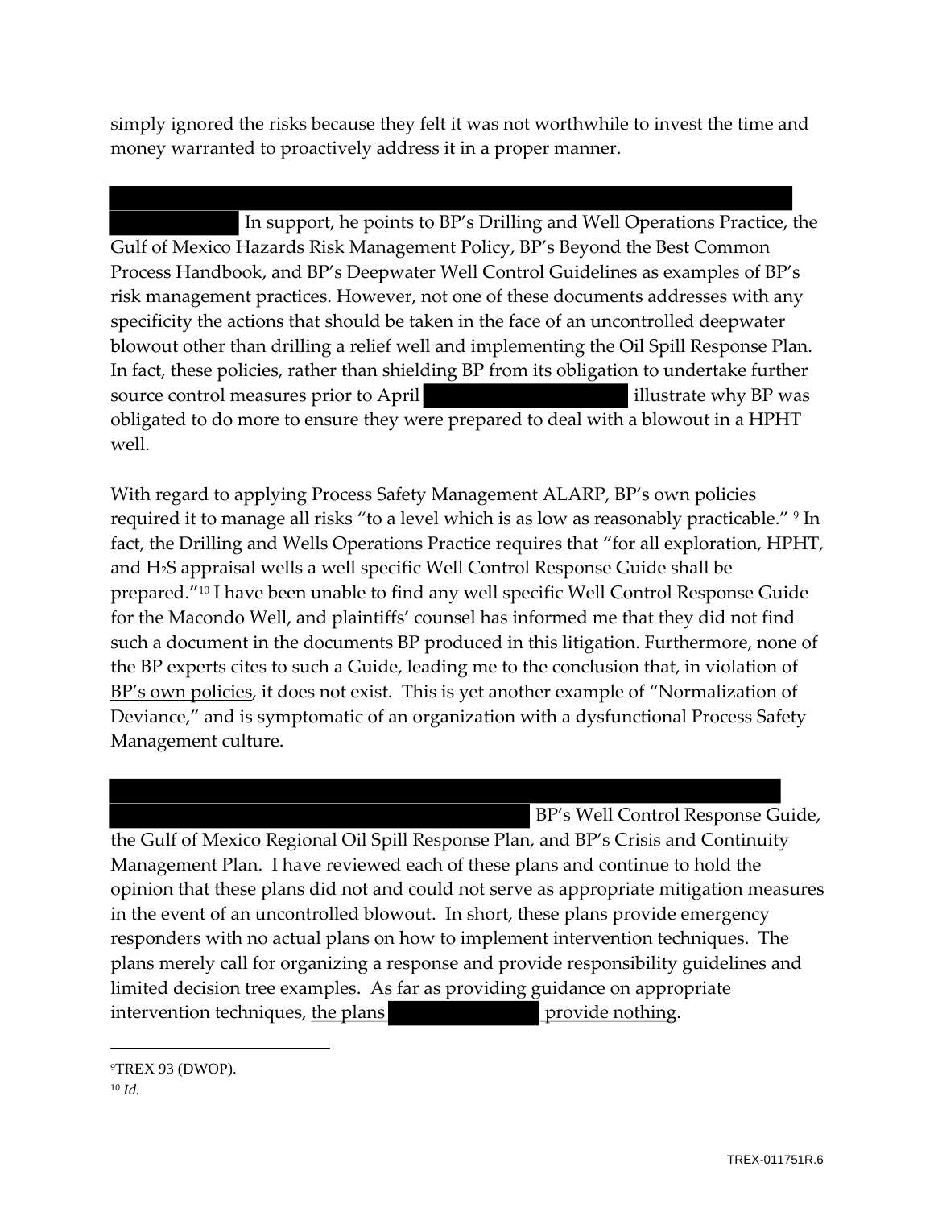simply ignored the risks because they felt it was not worthwhile to invest the time and money warranted to proactively address it in a proper manner.

In support, he points to BP's Drilling and Well Operations Practice, the Gulf of Mexico Hazards Risk Management Policy, BP's Beyond the Best Common Process Handbook, and BP's Deepwater Well Control Guidelines as examples of BP's risk management practices. However, not one of these documents addresses with any specificity the actions that should be taken in the face of an uncontrolled deepwater blowout other than drilling a relief well and implementing the Oil Spill Response Plan. In fact, these policies, rather than shielding BP from its obligation to undertake further source control measures prior to April illustrate why BP was obligated to do more to ensure they were prepared to deal with a blowout in a HPHT well.

With regard to applying Process Safety Management ALARP, BP's own policies required it to manage all risks "to a level which is as low as reasonably practicable." [9] In fact, the Drilling and Wells Operations Practice requires that "for all exploration, HPHT, and $H_2S$ appraisal wells a well specific Well Control Response Guide shall be prepared."[10] I have been unable to find any well specific Well Control Response Guide for the Macondo Well, and plaintiffs' counsel has informed me that they did not find such a document in the documents BP produced in this litigation. Furthermore, none of the BP experts cites to such a Guide, leading me to the conclusion that, <u>in violation of BP's own policies</u>, it does not exist. This is yet another example of "Normalization of Deviance," and is symptomatic of an organization with a dysfunctional Process Safety Management culture.

BP's Well Control Response Guide, the Gulf of Mexico Regional Oil Spill Response Plan, and BP's Crisis and Continuity Management Plan. I have reviewed each of these plans and continue to hold the opinion that these plans did not and could not serve as appropriate mitigation measures in the event of an uncontrolled blowout. In short, these plans provide emergency responders with no actual plans on how to implement intervention techniques. The plans merely call for organizing a response and provide responsibility guidelines and limited decision tree examples. As far as providing guidance on appropriate intervention techniques, <u>the plans</u> <u>provide nothing</u>.

---

[9] TREX 93 (DWOP).

[10] *Id.*

TREX-011751R.6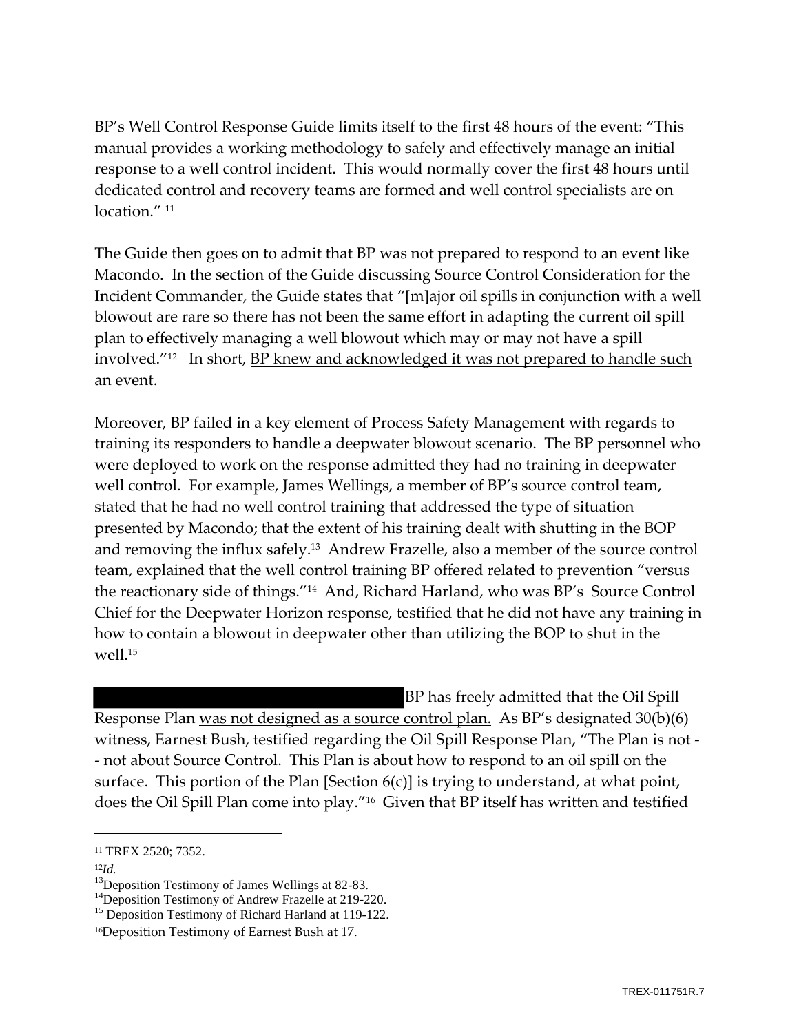BP's Well Control Response Guide limits itself to the first 48 hours of the event: "This manual provides a working methodology to safely and effectively manage an initial response to a well control incident. This would normally cover the first 48 hours until dedicated control and recovery teams are formed and well control specialists are on location." [11]

The Guide then goes on to admit that BP was not prepared to respond to an event like Macondo. In the section of the Guide discussing Source Control Consideration for the Incident Commander, the Guide states that "[m]ajor oil spills in conjunction with a well blowout are rare so there has not been the same effort in adapting the current oil spill plan to effectively managing a well blowout which may or may not have a spill involved."[12] In short, <u>BP knew and acknowledged it was not prepared to handle such an event</u>.

Moreover, BP failed in a key element of Process Safety Management with regards to training its responders to handle a deepwater blowout scenario. The BP personnel who were deployed to work on the response admitted they had no training in deepwater well control. For example, James Wellings, a member of BP's source control team, stated that he had no well control training that addressed the type of situation presented by Macondo; that the extent of his training dealt with shutting in the BOP and removing the influx safely.[13] Andrew Frazelle, also a member of the source control team, explained that the well control training BP offered related to prevention "versus the reactionary side of things."[14] And, Richard Harland, who was BP's Source Control Chief for the Deepwater Horizon response, testified that he did not have any training in how to contain a blowout in deepwater other than utilizing the BOP to shut in the well.[15]

BP has freely admitted that the Oil Spill Response Plan <u>was not designed as a source control plan.</u> As BP's designated 30(b)(6) witness, Earnest Bush, testified regarding the Oil Spill Response Plan, "The Plan is not -- not about Source Control. This Plan is about how to respond to an oil spill on the surface. This portion of the Plan [Section 6(c)] is trying to understand, at what point, does the Oil Spill Plan come into play."[16] Given that BP itself has written and testified

---

[11] TREX 2520; 7352.

[12] *Id.*

[13] Deposition Testimony of James Wellings at 82-83.

[14] Deposition Testimony of Andrew Frazelle at 219-220.

[15] Deposition Testimony of Richard Harland at 119-122.

[16] Deposition Testimony of Earnest Bush at 17.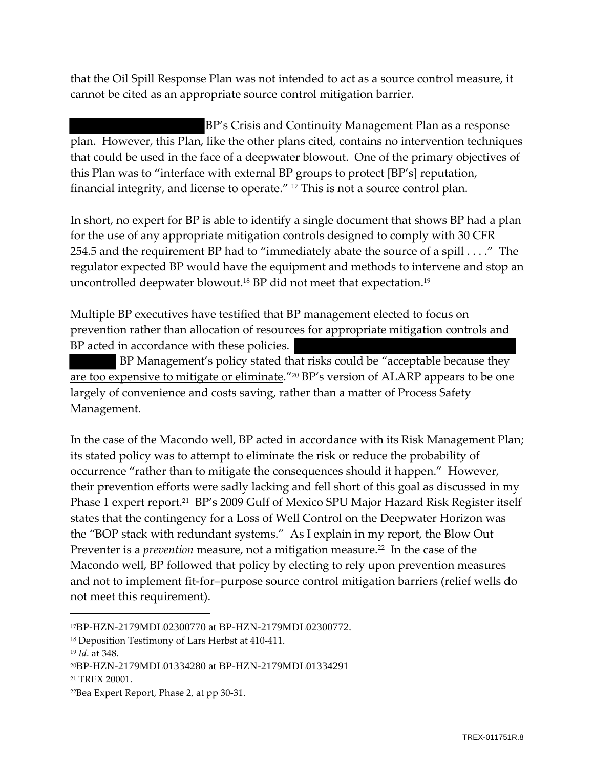that the Oil Spill Response Plan was not intended to act as a source control measure, it cannot be cited as an appropriate source control mitigation barrier.

BP's Crisis and Continuity Management Plan as a response plan. However, this Plan, like the other plans cited, <u>contains no intervention techniques</u> that could be used in the face of a deepwater blowout. One of the primary objectives of this Plan was to "interface with external BP groups to protect [BP's] reputation, financial integrity, and license to operate." [17] This is not a source control plan.

In short, no expert for BP is able to identify a single document that shows BP had a plan for the use of any appropriate mitigation controls designed to comply with 30 CFR 254.5 and the requirement BP had to "immediately abate the source of a spill . . . ." The regulator expected BP would have the equipment and methods to intervene and stop an uncontrolled deepwater blowout.[18] BP did not meet that expectation.[19]

Multiple BP executives have testified that BP management elected to focus on prevention rather than allocation of resources for appropriate mitigation controls and BP acted in accordance with these policies. BP Management's policy stated that risks could be "<u>acceptable because they are too expensive to mitigate or eliminate</u>."[20] BP's version of ALARP appears to be one largely of convenience and costs saving, rather than a matter of Process Safety Management.

In the case of the Macondo well, BP acted in accordance with its Risk Management Plan; its stated policy was to attempt to eliminate the risk or reduce the probability of occurrence "rather than to mitigate the consequences should it happen." However, their prevention efforts were sadly lacking and fell short of this goal as discussed in my Phase 1 expert report.[21] BP's 2009 Gulf of Mexico SPU Major Hazard Risk Register itself states that the contingency for a Loss of Well Control on the Deepwater Horizon was the "BOP stack with redundant systems." As I explain in my report, the Blow Out Preventer is a *prevention* measure, not a mitigation measure.[22] In the case of the Macondo well, BP followed that policy by electing to rely upon prevention measures and <u>not to</u> implement fit-for–purpose source control mitigation barriers (relief wells do not meet this requirement).

---

[17] BP-HZN-2179MDL02300770 at BP-HZN-2179MDL02300772.

[18] Deposition Testimony of Lars Herbst at 410-411.

[19] *Id*. at 348.

[20] BP-HZN-2179MDL01334280 at BP-HZN-2179MDL01334291

[21] TREX 20001.

[22] Bea Expert Report, Phase 2, at pp 30-31.

TREX-011751R.8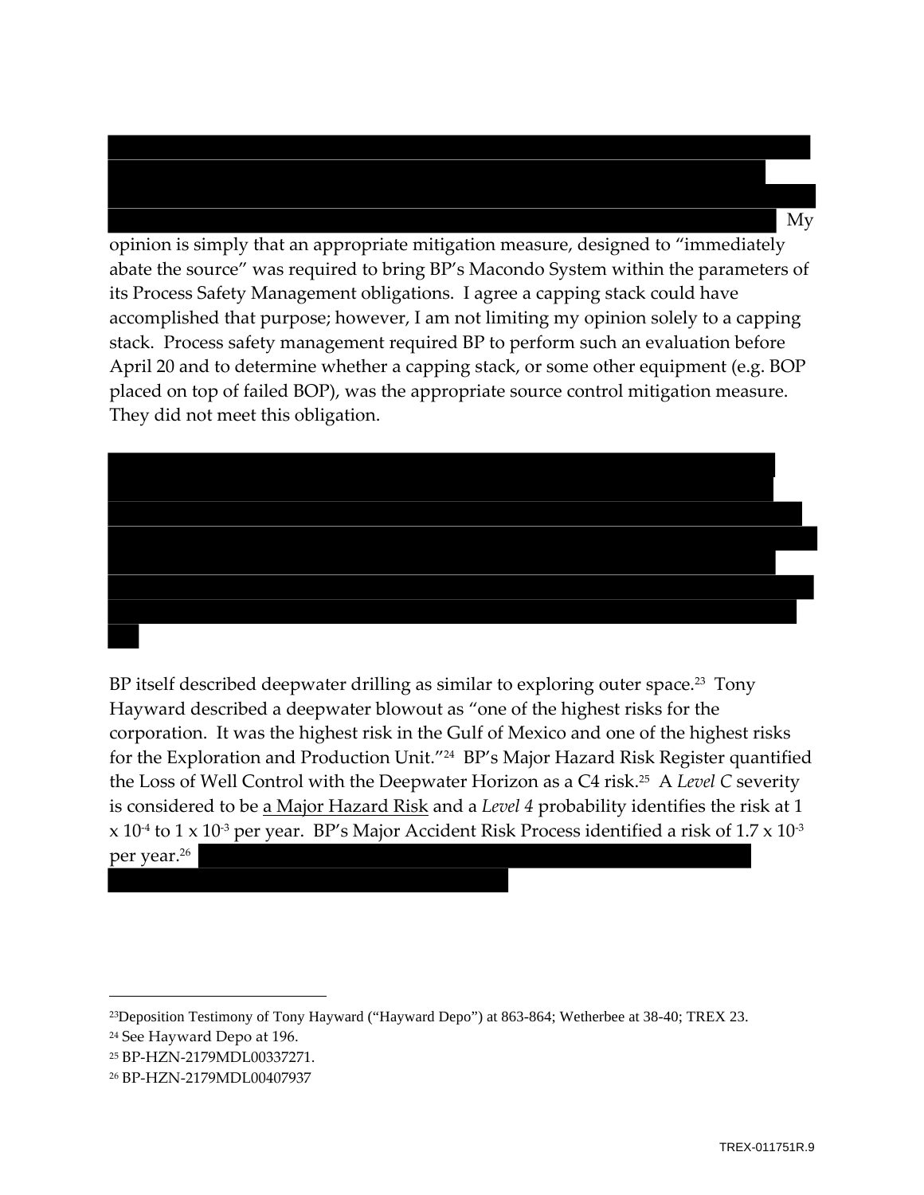My opinion is simply that an appropriate mitigation measure, designed to "immediately abate the source" was required to bring BP's Macondo System within the parameters of its Process Safety Management obligations. I agree a capping stack could have accomplished that purpose; however, I am not limiting my opinion solely to a capping stack. Process safety management required BP to perform such an evaluation before April 20 and to determine whether a capping stack, or some other equipment (e.g. BOP placed on top of failed BOP), was the appropriate source control mitigation measure. They did not meet this obligation.

BP itself described deepwater drilling as similar to exploring outer space.[23] Tony Hayward described a deepwater blowout as "one of the highest risks for the corporation. It was the highest risk in the Gulf of Mexico and one of the highest risks for the Exploration and Production Unit."[24] BP's Major Hazard Risk Register quantified the Loss of Well Control with the Deepwater Horizon as a C4 risk.[25] A *Level C* severity is considered to be <u>a Major Hazard Risk</u> and a *Level 4* probability identifies the risk at $1 \times 10^{-4}$ to $1 \times 10^{-3}$ per year. BP's Major Accident Risk Process identified a risk of $1.7 \times 10^{-3}$ per year.[26]

---

[23] Deposition Testimony of Tony Hayward ("Hayward Depo") at 863-864; Wetherbee at 38-40; TREX 23.

[24] See Hayward Depo at 196.

[25] BP-HZN-2179MDL00337271.

[26] BP-HZN-2179MDL00407937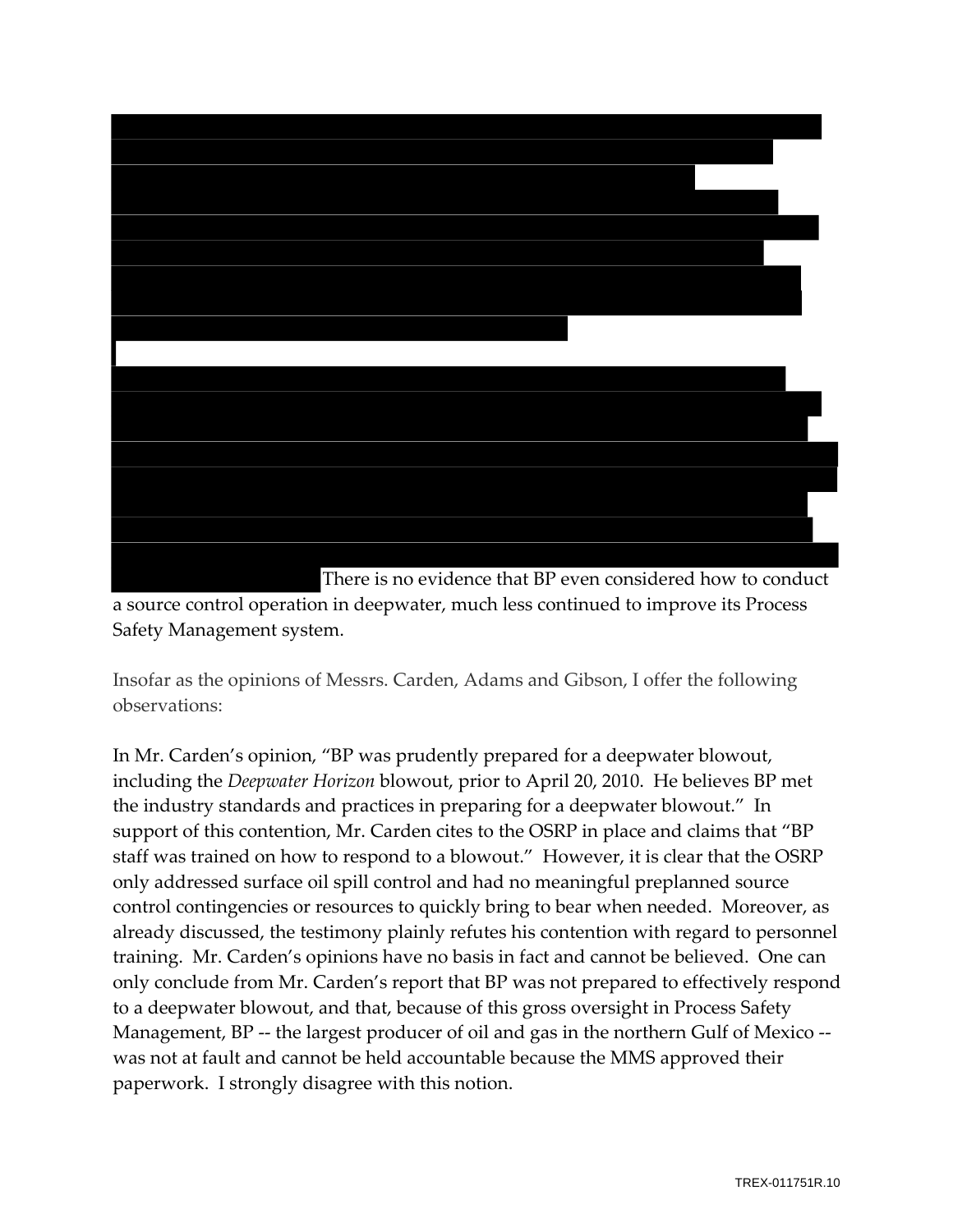There is no evidence that BP even considered how to conduct a source control operation in deepwater, much less continued to improve its Process Safety Management system.

Insofar as the opinions of Messrs. Carden, Adams and Gibson, I offer the following observations:

In Mr. Carden's opinion, "BP was prudently prepared for a deepwater blowout, including the *Deepwater Horizon* blowout, prior to April 20, 2010. He believes BP met the industry standards and practices in preparing for a deepwater blowout." In support of this contention, Mr. Carden cites to the OSRP in place and claims that "BP staff was trained on how to respond to a blowout." However, it is clear that the OSRP only addressed surface oil spill control and had no meaningful preplanned source control contingencies or resources to quickly bring to bear when needed. Moreover, as already discussed, the testimony plainly refutes his contention with regard to personnel training. Mr. Carden's opinions have no basis in fact and cannot be believed. One can only conclude from Mr. Carden's report that BP was not prepared to effectively respond to a deepwater blowout, and that, because of this gross oversight in Process Safety Management, BP -- the largest producer of oil and gas in the northern Gulf of Mexico -- was not at fault and cannot be held accountable because the MMS approved their paperwork. I strongly disagree with this notion.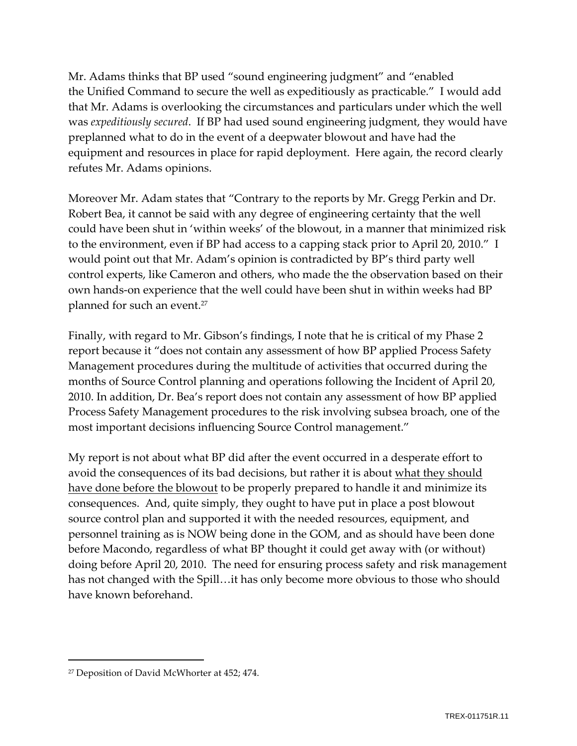Mr. Adams thinks that BP used "sound engineering judgment" and "enabled the Unified Command to secure the well as expeditiously as practicable." I would add that Mr. Adams is overlooking the circumstances and particulars under which the well was *expeditiously secured*. If BP had used sound engineering judgment, they would have preplanned what to do in the event of a deepwater blowout and have had the equipment and resources in place for rapid deployment. Here again, the record clearly refutes Mr. Adams opinions.

Moreover Mr. Adam states that "Contrary to the reports by Mr. Gregg Perkin and Dr. Robert Bea, it cannot be said with any degree of engineering certainty that the well could have been shut in 'within weeks' of the blowout, in a manner that minimized risk to the environment, even if BP had access to a capping stack prior to April 20, 2010." I would point out that Mr. Adam's opinion is contradicted by BP's third party well control experts, like Cameron and others, who made the the observation based on their own hands-on experience that the well could have been shut in within weeks had BP planned for such an event.[27]

Finally, with regard to Mr. Gibson's findings, I note that he is critical of my Phase 2 report because it "does not contain any assessment of how BP applied Process Safety Management procedures during the multitude of activities that occurred during the months of Source Control planning and operations following the Incident of April 20, 2010. In addition, Dr. Bea's report does not contain any assessment of how BP applied Process Safety Management procedures to the risk involving subsea broach, one of the most important decisions influencing Source Control management."

My report is not about what BP did after the event occurred in a desperate effort to avoid the consequences of its bad decisions, but rather it is about <u>what they should have done before the blowout</u> to be properly prepared to handle it and minimize its consequences. And, quite simply, they ought to have put in place a post blowout source control plan and supported it with the needed resources, equipment, and personnel training as is NOW being done in the GOM, and as should have been done before Macondo, regardless of what BP thought it could get away with (or without) doing before April 20, 2010. The need for ensuring process safety and risk management has not changed with the Spill…it has only become more obvious to those who should have known beforehand.

---

[27] Deposition of David McWhorter at 452; 474.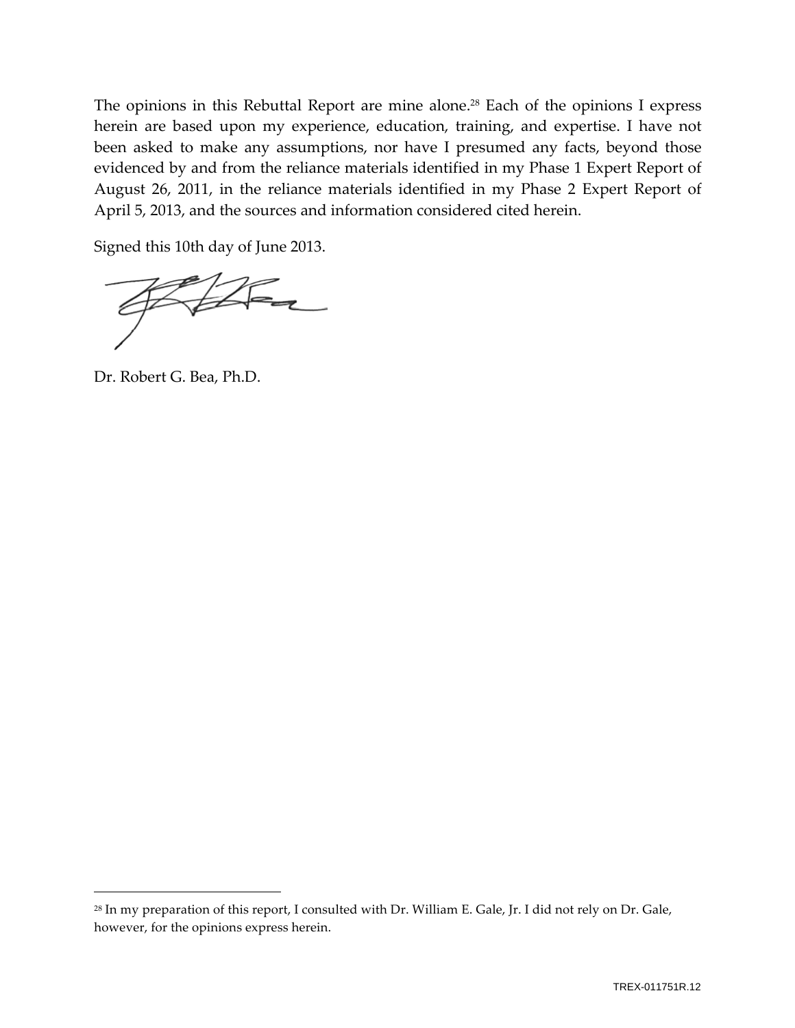The opinions in this Rebuttal Report are mine alone.[28] Each of the opinions I express herein are based upon my experience, education, training, and expertise. I have not been asked to make any assumptions, nor have I presumed any facts, beyond those evidenced by and from the reliance materials identified in my Phase 1 Expert Report of August 26, 2011, in the reliance materials identified in my Phase 2 Expert Report of April 5, 2013, and the sources and information considered cited herein.

Signed this 10th day of June 2013.

Dr. Robert G. Bea, Ph.D.

[28] In my preparation of this report, I consulted with Dr. William E. Gale, Jr. I did not rely on Dr. Gale, however, for the opinions express herein.

TREX-011751R.12